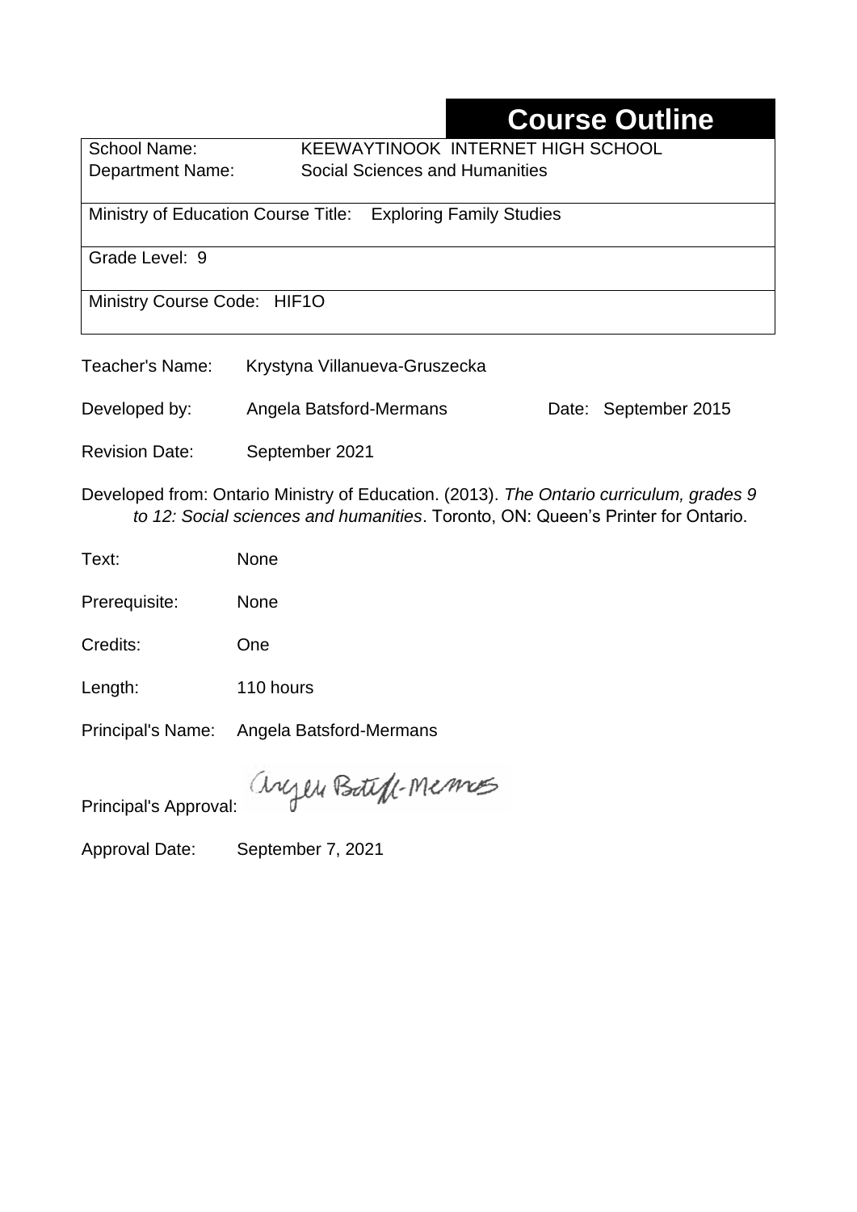# Course Outline

| School Name: | KEEWAYTINOOK INTERNET HIGH SCHOOL |
| --- | --- |
| Department Name: | Social Sciences and Humanities |

Ministry of Education Course Title: Exploring Family Studies

Grade Level: 9

Ministry Course Code: HIF1O

Teacher's Name: Krystyna Villanueva-Gruszecka

Developed by: Angela Batsford-Mermans Date: September 2015

Revision Date: September 2021

Developed from: Ontario Ministry of Education. (2013). *The Ontario curriculum, grades 9 to 12: Social sciences and humanities*. Toronto, ON: Queen's Printer for Ontario.

Text: None

Prerequisite: None

Credits: One

Length: 110 hours

Principal's Name: Angela Batsford-Mermans

Principal's Approval: Angela Batsford-Mermans

Approval Date: September 7, 2021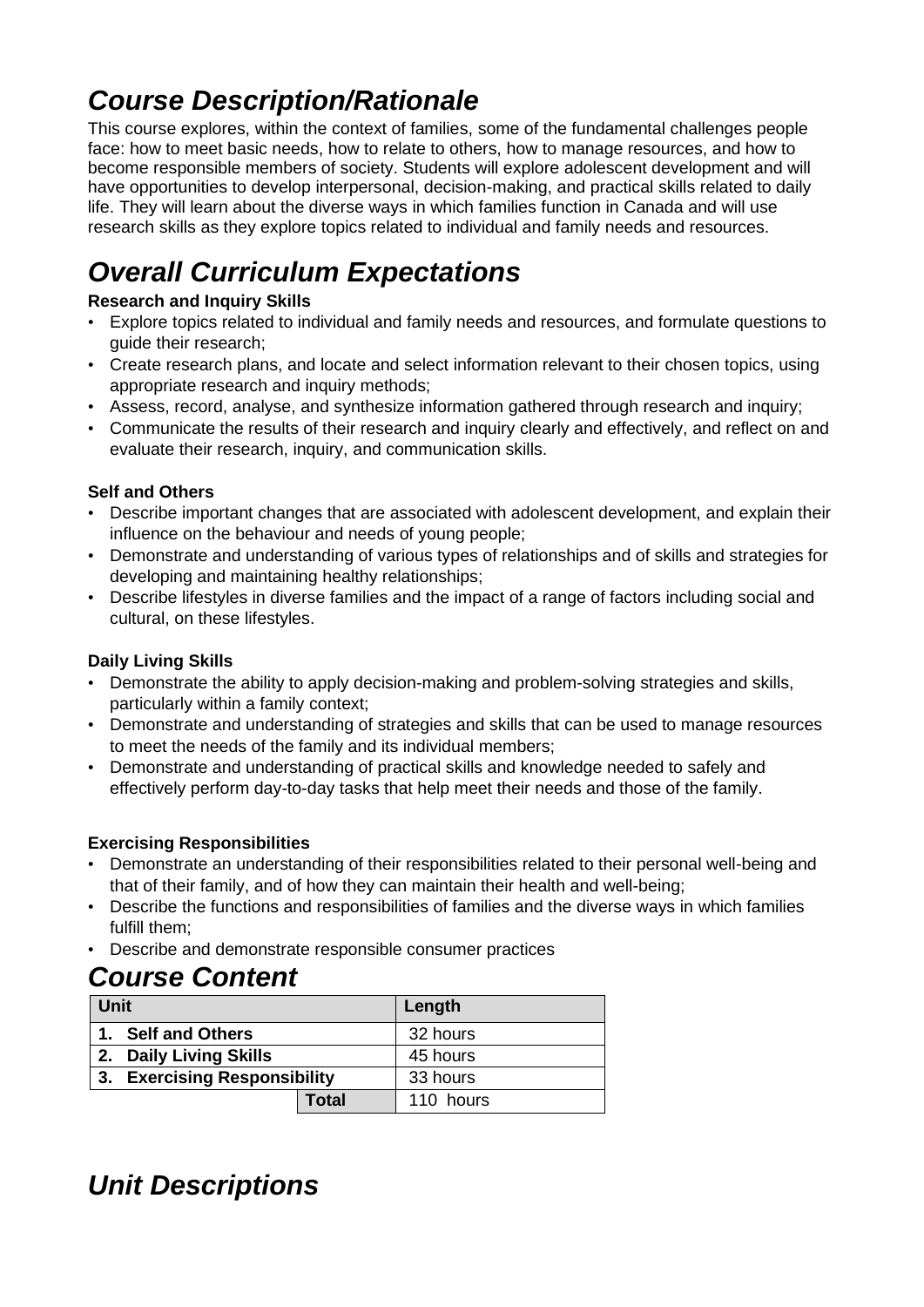# *Course Description/Rationale*

This course explores, within the context of families, some of the fundamental challenges people face: how to meet basic needs, how to relate to others, how to manage resources, and how to become responsible members of society. Students will explore adolescent development and will have opportunities to develop interpersonal, decision-making, and practical skills related to daily life. They will learn about the diverse ways in which families function in Canada and will use research skills as they explore topics related to individual and family needs and resources.

# *Overall Curriculum Expectations*

**Research and Inquiry Skills**

- Explore topics related to individual and family needs and resources, and formulate questions to guide their research;
- Create research plans, and locate and select information relevant to their chosen topics, using appropriate research and inquiry methods;
- Assess, record, analyse, and synthesize information gathered through research and inquiry;
- Communicate the results of their research and inquiry clearly and effectively, and reflect on and evaluate their research, inquiry, and communication skills.

**Self and Others**

- Describe important changes that are associated with adolescent development, and explain their influence on the behaviour and needs of young people;
- Demonstrate and understanding of various types of relationships and of skills and strategies for developing and maintaining healthy relationships;
- Describe lifestyles in diverse families and the impact of a range of factors including social and cultural, on these lifestyles.

**Daily Living Skills**

- Demonstrate the ability to apply decision-making and problem-solving strategies and skills, particularly within a family context;
- Demonstrate and understanding of strategies and skills that can be used to manage resources to meet the needs of the family and its individual members;
- Demonstrate and understanding of practical skills and knowledge needed to safely and effectively perform day-to-day tasks that help meet their needs and those of the family.

**Exercising Responsibilities**

- Demonstrate an understanding of their responsibilities related to their personal well-being and that of their family, and of how they can maintain their health and well-being;
- Describe the functions and responsibilities of families and the diverse ways in which families fulfill them;
- Describe and demonstrate responsible consumer practices

# *Course Content*

| Unit | | Length |
|---|---|---|
| **1. Self and Others** | | 32 hours |
| **2. Daily Living Skills** | | 45 hours |
| **3. Exercising Responsibility** | | 33 hours |
| | **Total** | 110 hours |

# *Unit Descriptions*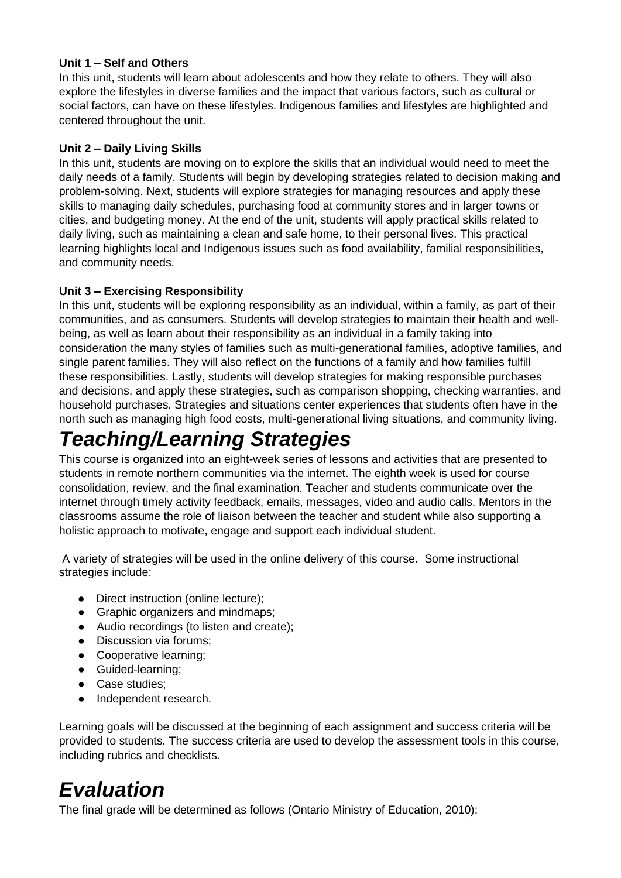**Unit 1 – Self and Others**

In this unit, students will learn about adolescents and how they relate to others. They will also explore the lifestyles in diverse families and the impact that various factors, such as cultural or social factors, can have on these lifestyles. Indigenous families and lifestyles are highlighted and centered throughout the unit.

**Unit 2 – Daily Living Skills**

In this unit, students are moving on to explore the skills that an individual would need to meet the daily needs of a family. Students will begin by developing strategies related to decision making and problem-solving. Next, students will explore strategies for managing resources and apply these skills to managing daily schedules, purchasing food at community stores and in larger towns or cities, and budgeting money. At the end of the unit, students will apply practical skills related to daily living, such as maintaining a clean and safe home, to their personal lives. This practical learning highlights local and Indigenous issues such as food availability, familial responsibilities, and community needs.

**Unit 3 – Exercising Responsibility**

In this unit, students will be exploring responsibility as an individual, within a family, as part of their communities, and as consumers. Students will develop strategies to maintain their health and well-being, as well as learn about their responsibility as an individual in a family taking into consideration the many styles of families such as multi-generational families, adoptive families, and single parent families. They will also reflect on the functions of a family and how families fulfill these responsibilities. Lastly, students will develop strategies for making responsible purchases and decisions, and apply these strategies, such as comparison shopping, checking warranties, and household purchases. Strategies and situations center experiences that students often have in the north such as managing high food costs, multi-generational living situations, and community living.

# *Teaching/Learning Strategies*

This course is organized into an eight-week series of lessons and activities that are presented to students in remote northern communities via the internet. The eighth week is used for course consolidation, review, and the final examination. Teacher and students communicate over the internet through timely activity feedback, emails, messages, video and audio calls. Mentors in the classrooms assume the role of liaison between the teacher and student while also supporting a holistic approach to motivate, engage and support each individual student.

A variety of strategies will be used in the online delivery of this course. Some instructional strategies include:

- Direct instruction (online lecture);
- Graphic organizers and mindmaps;
- Audio recordings (to listen and create);
- Discussion via forums;
- Cooperative learning;
- Guided-learning;
- Case studies;
- Independent research.

Learning goals will be discussed at the beginning of each assignment and success criteria will be provided to students. The success criteria are used to develop the assessment tools in this course, including rubrics and checklists.

# *Evaluation*

The final grade will be determined as follows (Ontario Ministry of Education, 2010):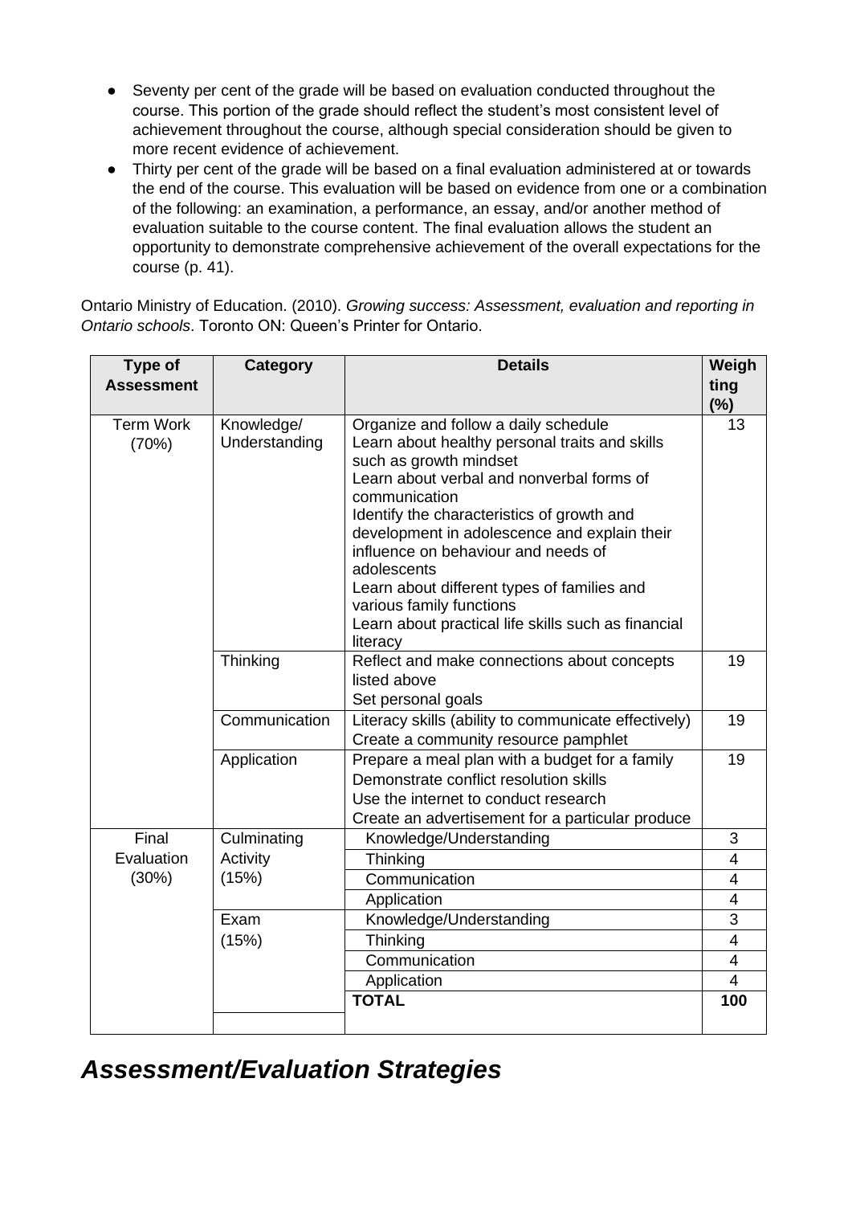- Seventy per cent of the grade will be based on evaluation conducted throughout the course. This portion of the grade should reflect the student's most consistent level of achievement throughout the course, although special consideration should be given to more recent evidence of achievement.
- Thirty per cent of the grade will be based on a final evaluation administered at or towards the end of the course. This evaluation will be based on evidence from one or a combination of the following: an examination, a performance, an essay, and/or another method of evaluation suitable to the course content. The final evaluation allows the student an opportunity to demonstrate comprehensive achievement of the overall expectations for the course (p. 41).

Ontario Ministry of Education. (2010). *Growing success: Assessment, evaluation and reporting in Ontario schools*. Toronto ON: Queen's Printer for Ontario.

| Type of Assessment | Category | Details | Weighting (%) |
|---|---|---|---|
| Term Work (70%) | Knowledge/ Understanding | Organize and follow a daily schedule<br>Learn about healthy personal traits and skills such as growth mindset<br>Learn about verbal and nonverbal forms of communication<br>Identify the characteristics of growth and development in adolescence and explain their influence on behaviour and needs of adolescents<br>Learn about different types of families and various family functions<br>Learn about practical life skills such as financial literacy | 13 |
| | Thinking | Reflect and make connections about concepts listed above<br>Set personal goals | 19 |
| | Communication | Literacy skills (ability to communicate effectively)<br>Create a community resource pamphlet | 19 |
| | Application | Prepare a meal plan with a budget for a family<br>Demonstrate conflict resolution skills<br>Use the internet to conduct research<br>Create an advertisement for a particular produce | 19 |
| Final Evaluation (30%) | Culminating Activity (15%) | Knowledge/Understanding | 3 |
| | | Thinking | 4 |
| | | Communication | 4 |
| | | Application | 4 |
| | Exam (15%) | Knowledge/Understanding | 3 |
| | | Thinking | 4 |
| | | Communication | 4 |
| | | Application | 4 |
| | | **TOTAL** | **100** |

## *Assessment/Evaluation Strategies*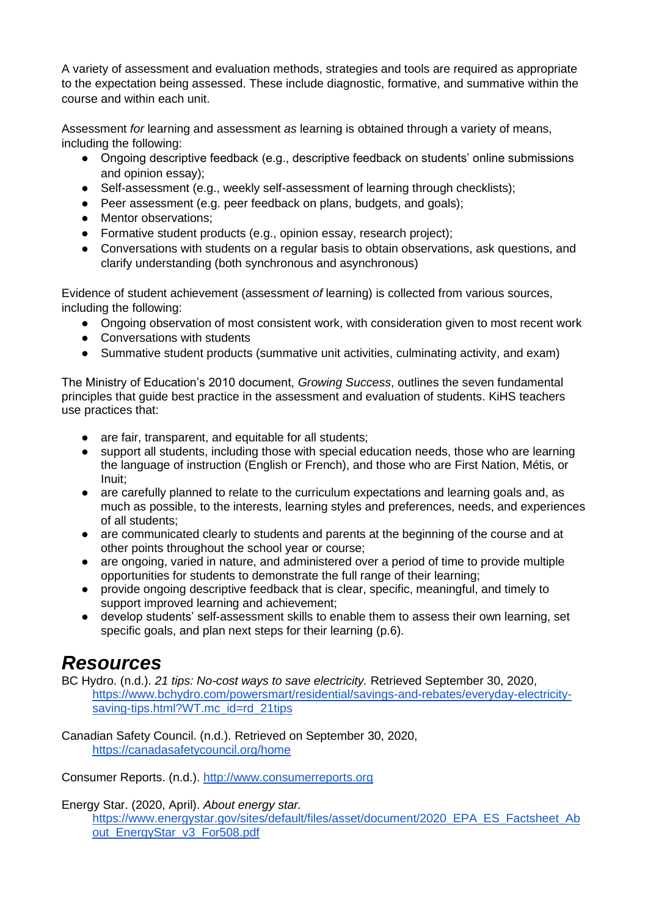A variety of assessment and evaluation methods, strategies and tools are required as appropriate to the expectation being assessed. These include diagnostic, formative, and summative within the course and within each unit.

Assessment *for* learning and assessment *as* learning is obtained through a variety of means, including the following:

- Ongoing descriptive feedback (e.g., descriptive feedback on students' online submissions and opinion essay);
- Self-assessment (e.g., weekly self-assessment of learning through checklists);
- Peer assessment (e.g. peer feedback on plans, budgets, and goals);
- Mentor observations;
- Formative student products (e.g., opinion essay, research project);
- Conversations with students on a regular basis to obtain observations, ask questions, and clarify understanding (both synchronous and asynchronous)

Evidence of student achievement (assessment *of* learning) is collected from various sources, including the following:

- Ongoing observation of most consistent work, with consideration given to most recent work
- Conversations with students
- Summative student products (summative unit activities, culminating activity, and exam)

The Ministry of Education's 2010 document, *Growing Success*, outlines the seven fundamental principles that guide best practice in the assessment and evaluation of students. KiHS teachers use practices that:

- are fair, transparent, and equitable for all students;
- support all students, including those with special education needs, those who are learning the language of instruction (English or French), and those who are First Nation, Métis, or Inuit;
- are carefully planned to relate to the curriculum expectations and learning goals and, as much as possible, to the interests, learning styles and preferences, needs, and experiences of all students;
- are communicated clearly to students and parents at the beginning of the course and at other points throughout the school year or course;
- are ongoing, varied in nature, and administered over a period of time to provide multiple opportunities for students to demonstrate the full range of their learning;
- provide ongoing descriptive feedback that is clear, specific, meaningful, and timely to support improved learning and achievement;
- develop students' self-assessment skills to enable them to assess their own learning, set specific goals, and plan next steps for their learning (p.6).

## *Resources*

BC Hydro. (n.d.). *21 tips: No-cost ways to save electricity.* Retrieved September 30, 2020, https://www.bchydro.com/powersmart/residential/savings-and-rebates/everyday-electricity-saving-tips.html?WT.mc_id=rd_21tips

Canadian Safety Council. (n.d.). Retrieved on September 30, 2020, https://canadasafetycouncil.org/home

Consumer Reports. (n.d.). http://www.consumerreports.org

Energy Star. (2020, April). *About energy star.* https://www.energystar.gov/sites/default/files/asset/document/2020_EPA_ES_Factsheet_About_EnergyStar_v3_For508.pdf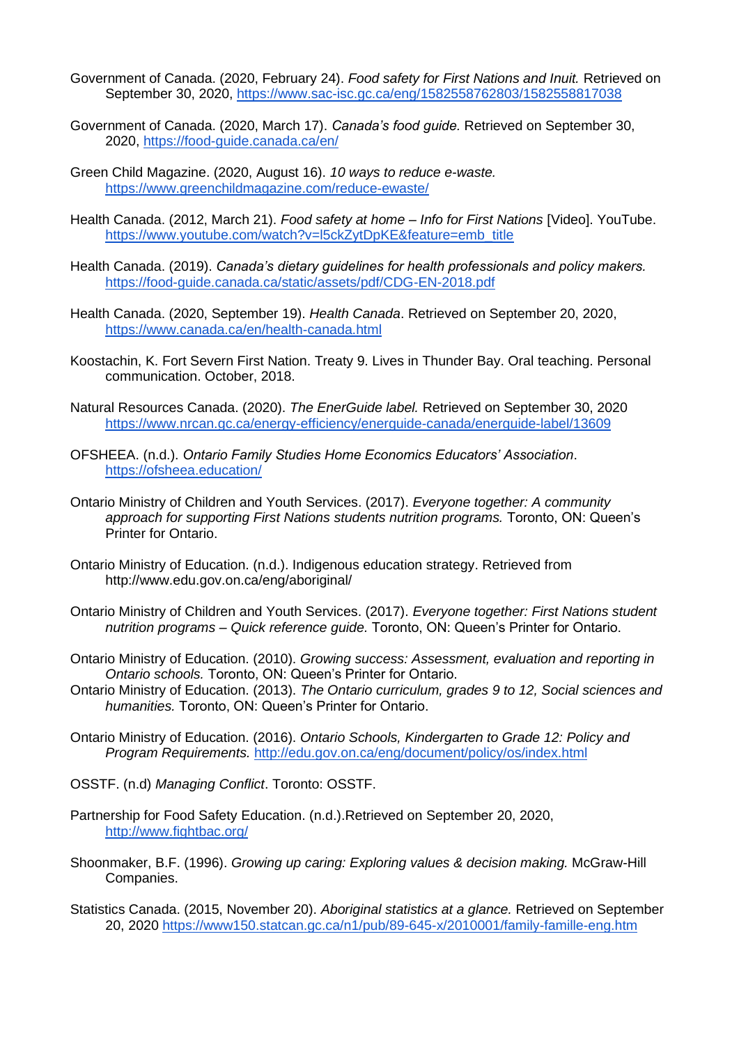Government of Canada. (2020, February 24). *Food safety for First Nations and Inuit.* Retrieved on September 30, 2020, https://www.sac-isc.gc.ca/eng/1582558762803/1582558817038

Government of Canada. (2020, March 17). *Canada's food guide.* Retrieved on September 30, 2020, https://food-guide.canada.ca/en/

Green Child Magazine. (2020, August 16). *10 ways to reduce e-waste.* https://www.greenchildmagazine.com/reduce-ewaste/

Health Canada. (2012, March 21). *Food safety at home – Info for First Nations* [Video]. YouTube. https://www.youtube.com/watch?v=l5ckZytDpKE&feature=emb_title

Health Canada. (2019). *Canada's dietary guidelines for health professionals and policy makers.* https://food-guide.canada.ca/static/assets/pdf/CDG-EN-2018.pdf

Health Canada. (2020, September 19). *Health Canada*. Retrieved on September 20, 2020, https://www.canada.ca/en/health-canada.html

Koostachin, K. Fort Severn First Nation. Treaty 9. Lives in Thunder Bay. Oral teaching. Personal communication. October, 2018.

Natural Resources Canada. (2020). *The EnerGuide label.* Retrieved on September 30, 2020 https://www.nrcan.gc.ca/energy-efficiency/energuide-canada/energuide-label/13609

OFSHEEA. (n.d.). *Ontario Family Studies Home Economics Educators' Association*. https://ofsheea.education/

Ontario Ministry of Children and Youth Services. (2017). *Everyone together: A community approach for supporting First Nations students nutrition programs.* Toronto, ON: Queen's Printer for Ontario.

Ontario Ministry of Education. (n.d.). Indigenous education strategy. Retrieved from http://www.edu.gov.on.ca/eng/aboriginal/

Ontario Ministry of Children and Youth Services. (2017). *Everyone together: First Nations student nutrition programs – Quick reference guide.* Toronto, ON: Queen's Printer for Ontario.

Ontario Ministry of Education. (2010). *Growing success: Assessment, evaluation and reporting in Ontario schools.* Toronto, ON: Queen's Printer for Ontario.

Ontario Ministry of Education. (2013). *The Ontario curriculum, grades 9 to 12, Social sciences and humanities.* Toronto, ON: Queen's Printer for Ontario.

Ontario Ministry of Education. (2016). *Ontario Schools, Kindergarten to Grade 12: Policy and Program Requirements.* http://edu.gov.on.ca/eng/document/policy/os/index.html

OSSTF. (n.d) *Managing Conflict*. Toronto: OSSTF.

Partnership for Food Safety Education. (n.d.).Retrieved on September 20, 2020, http://www.fightbac.org/

Shoonmaker, B.F. (1996). *Growing up caring: Exploring values & decision making.* McGraw-Hill Companies.

Statistics Canada. (2015, November 20). *Aboriginal statistics at a glance.* Retrieved on September 20, 2020 https://www150.statcan.gc.ca/n1/pub/89-645-x/2010001/family-famille-eng.htm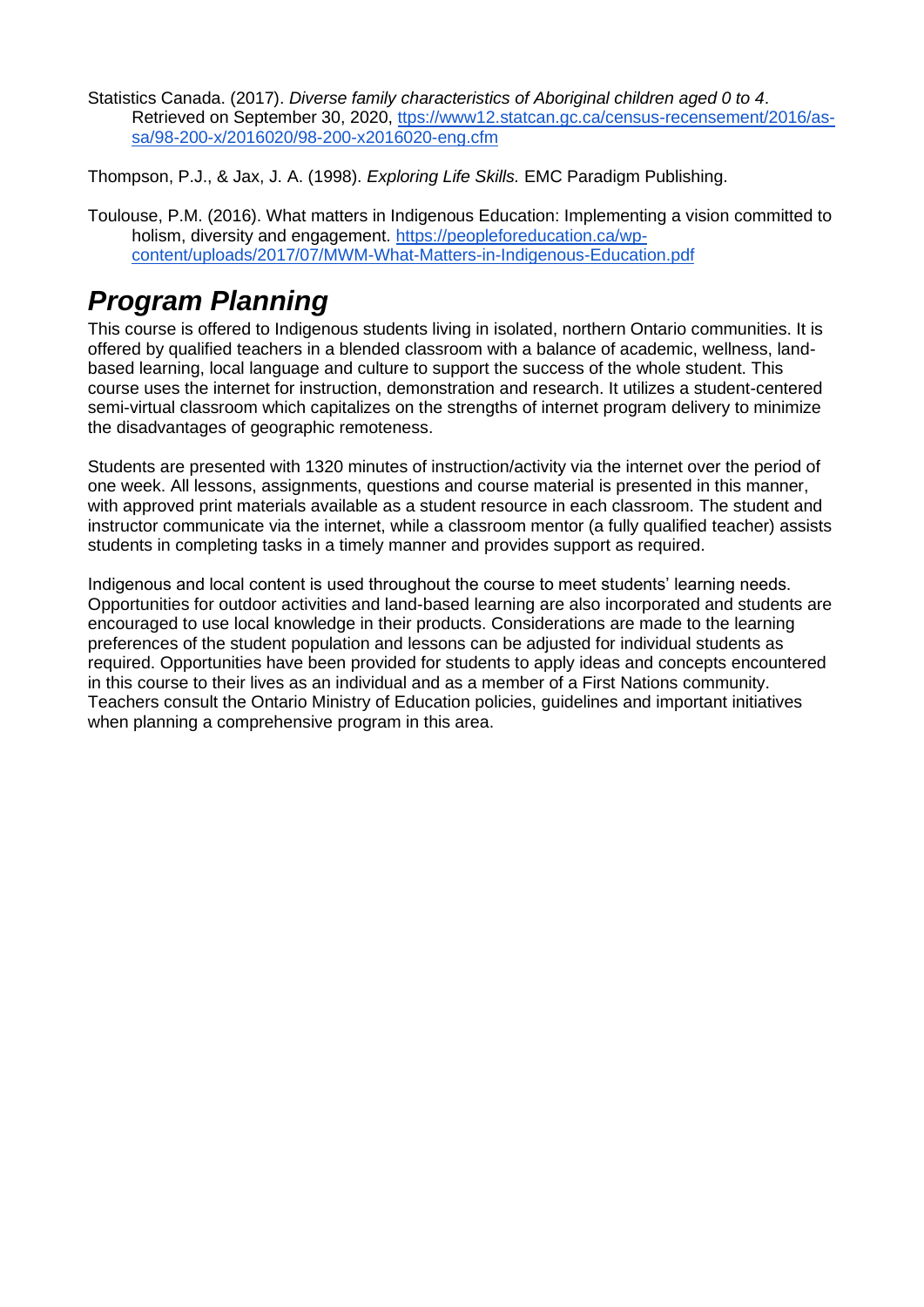Statistics Canada. (2017). *Diverse family characteristics of Aboriginal children aged 0 to 4*. Retrieved on September 30, 2020, ttps://www12.statcan.gc.ca/census-recensement/2016/as-sa/98-200-x/2016020/98-200-x2016020-eng.cfm

Thompson, P.J., & Jax, J. A. (1998). *Exploring Life Skills.* EMC Paradigm Publishing.

Toulouse, P.M. (2016). What matters in Indigenous Education: Implementing a vision committed to holism, diversity and engagement. https://peopleforeducation.ca/wp-content/uploads/2017/07/MWM-What-Matters-in-Indigenous-Education.pdf

# ***Program Planning***

This course is offered to Indigenous students living in isolated, northern Ontario communities. It is offered by qualified teachers in a blended classroom with a balance of academic, wellness, land-based learning, local language and culture to support the success of the whole student. This course uses the internet for instruction, demonstration and research. It utilizes a student-centered semi-virtual classroom which capitalizes on the strengths of internet program delivery to minimize the disadvantages of geographic remoteness.

Students are presented with 1320 minutes of instruction/activity via the internet over the period of one week. All lessons, assignments, questions and course material is presented in this manner, with approved print materials available as a student resource in each classroom. The student and instructor communicate via the internet, while a classroom mentor (a fully qualified teacher) assists students in completing tasks in a timely manner and provides support as required.

Indigenous and local content is used throughout the course to meet students' learning needs. Opportunities for outdoor activities and land-based learning are also incorporated and students are encouraged to use local knowledge in their products. Considerations are made to the learning preferences of the student population and lessons can be adjusted for individual students as required. Opportunities have been provided for students to apply ideas and concepts encountered in this course to their lives as an individual and as a member of a First Nations community. Teachers consult the Ontario Ministry of Education policies, guidelines and important initiatives when planning a comprehensive program in this area.